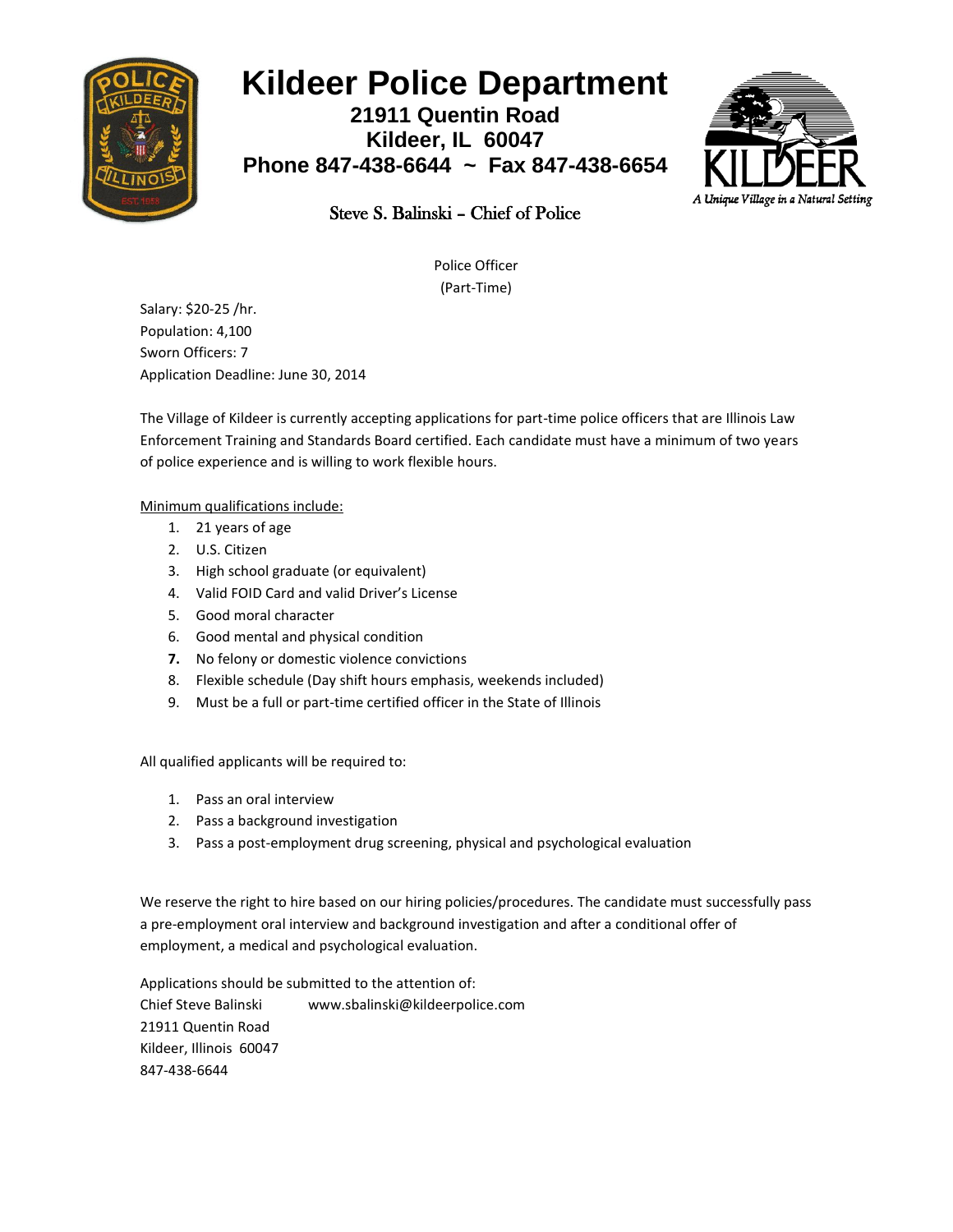# Kildeer Police Department

**21911 Quentin Road**
**Kildeer, IL 60047**
**Phone 847-438-6644 ~ Fax 847-438-6654**

KILDEER
*A Unique Village in a Natural Setting*

Steve S. Balinski – Chief of Police

Police Officer
(Part-Time)

Salary: $20-25 /hr.
Population: 4,100
Sworn Officers: 7
Application Deadline: June 30, 2014

The Village of Kildeer is currently accepting applications for part-time police officers that are Illinois Law Enforcement Training and Standards Board certified. Each candidate must have a minimum of two years of police experience and is willing to work flexible hours.

<u>Minimum qualifications include:</u>

1. 21 years of age
2. U.S. Citizen
3. High school graduate (or equivalent)
4. Valid FOID Card and valid Driver's License
5. Good moral character
6. Good mental and physical condition
7. No felony or domestic violence convictions
8. Flexible schedule (Day shift hours emphasis, weekends included)
9. Must be a full or part-time certified officer in the State of Illinois

All qualified applicants will be required to:

1. Pass an oral interview
2. Pass a background investigation
3. Pass a post-employment drug screening, physical and psychological evaluation

We reserve the right to hire based on our hiring policies/procedures. The candidate must successfully pass a pre-employment oral interview and background investigation and after a conditional offer of employment, a medical and psychological evaluation.

Applications should be submitted to the attention of:
Chief Steve Balinski www.sbalinski@kildeerpolice.com
21911 Quentin Road
Kildeer, Illinois 60047
847-438-6644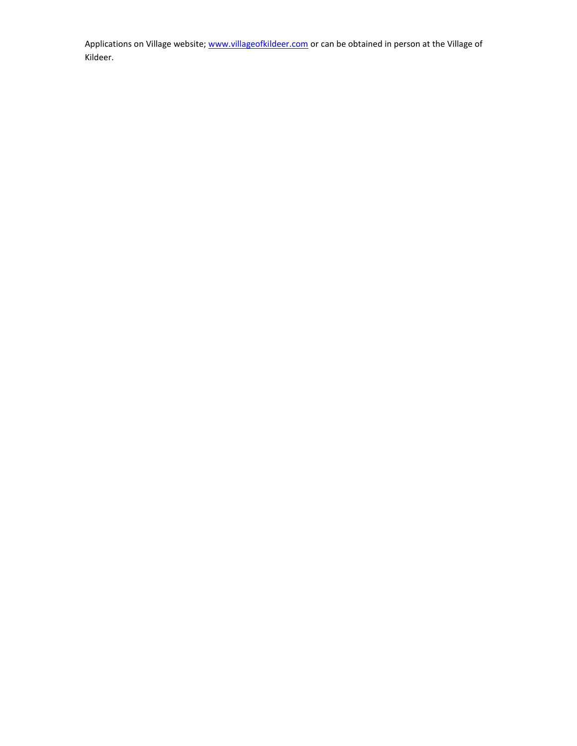Applications on Village website; [www.villageofkildeer.com](http://www.villageofkildeer.com) or can be obtained in person at the Village of Kildeer.